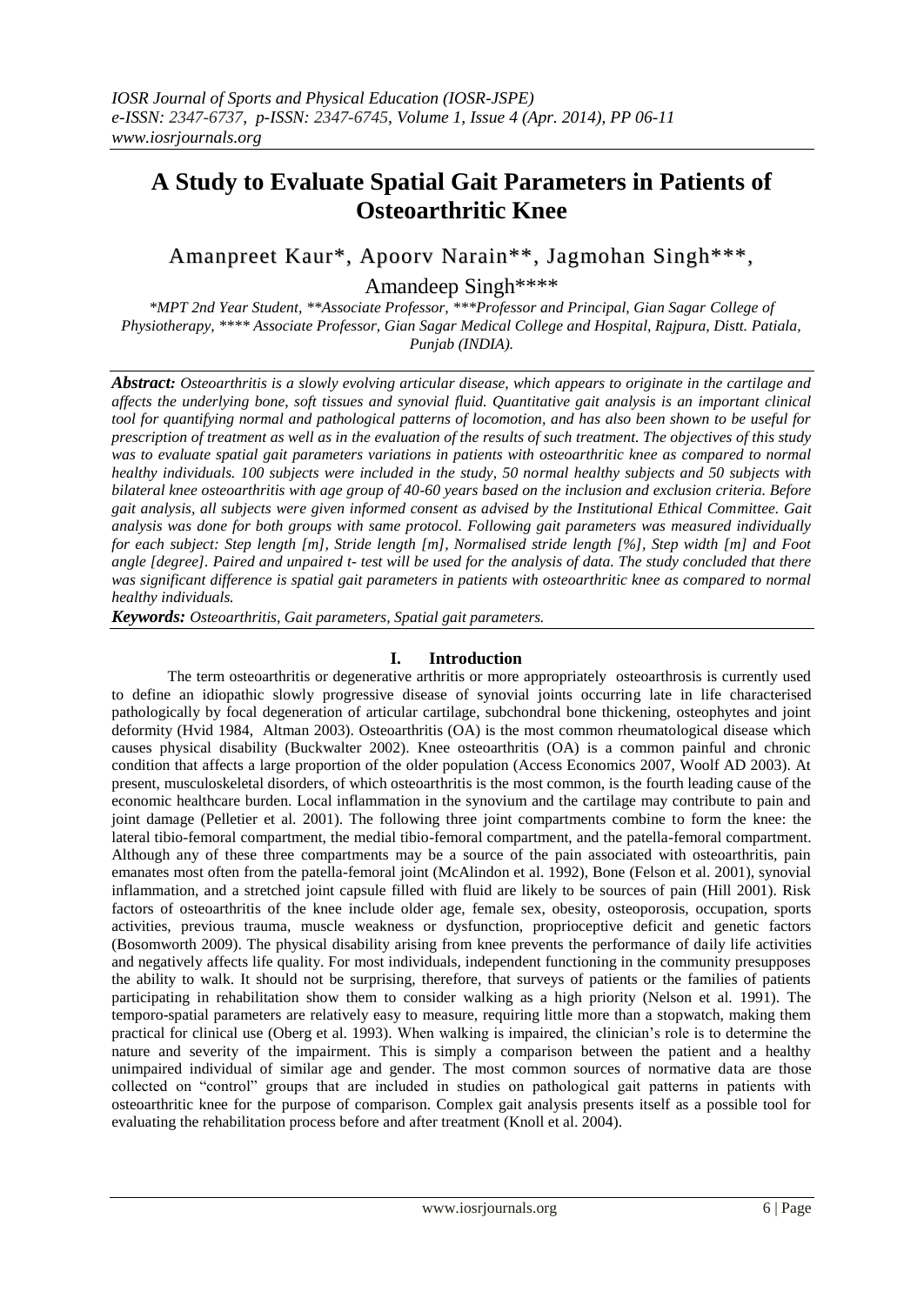# A Study to Evaluate Spatial Gait Parameters in Patients of Osteoarthritic Knee

Amanpreet Kaur*, Apoorv Narain**, Jagmohan Singh***, Amandeep Singh****

*\*MPT 2nd Year Student, \*\*Associate Professor, \*\*\*Professor and Principal, Gian Sagar College of Physiotherapy, \*\*\*\* Associate Professor, Gian Sagar Medical College and Hospital, Rajpura, Distt. Patiala, Punjab (INDIA).*

***Abstract:*** *Osteoarthritis is a slowly evolving articular disease, which appears to originate in the cartilage and affects the underlying bone, soft tissues and synovial fluid. Quantitative gait analysis is an important clinical tool for quantifying normal and pathological patterns of locomotion, and has also been shown to be useful for prescription of treatment as well as in the evaluation of the results of such treatment. The objectives of this study was to evaluate spatial gait parameters variations in patients with osteoarthritic knee as compared to normal healthy individuals. 100 subjects were included in the study, 50 normal healthy subjects and 50 subjects with bilateral knee osteoarthritis with age group of 40-60 years based on the inclusion and exclusion criteria. Before gait analysis, all subjects were given informed consent as advised by the Institutional Ethical Committee. Gait analysis was done for both groups with same protocol. Following gait parameters was measured individually for each subject: Step length [m], Stride length [m], Normalised stride length [%], Step width [m] and Foot angle [degree]. Paired and unpaired t- test will be used for the analysis of data. The study concluded that there was significant difference is spatial gait parameters in patients with osteoarthritic knee as compared to normal healthy individuals.*

***Keywords:*** *Osteoarthritis, Gait parameters, Spatial gait parameters.*

## I. Introduction

The term osteoarthritis or degenerative arthritis or more appropriately osteoarthrosis is currently used to define an idiopathic slowly progressive disease of synovial joints occurring late in life characterised pathologically by focal degeneration of articular cartilage, subchondral bone thickening, osteophytes and joint deformity (Hvid 1984, Altman 2003). Osteoarthritis (OA) is the most common rheumatological disease which causes physical disability (Buckwalter 2002). Knee osteoarthritis (OA) is a common painful and chronic condition that affects a large proportion of the older population (Access Economics 2007, Woolf AD 2003). At present, musculoskeletal disorders, of which osteoarthritis is the most common, is the fourth leading cause of the economic healthcare burden. Local inflammation in the synovium and the cartilage may contribute to pain and joint damage (Pelletier et al. 2001). The following three joint compartments combine to form the knee: the lateral tibio-femoral compartment, the medial tibio-femoral compartment, and the patella-femoral compartment. Although any of these three compartments may be a source of the pain associated with osteoarthritis, pain emanates most often from the patella-femoral joint (McAlindon et al. 1992), Bone (Felson et al. 2001), synovial inflammation, and a stretched joint capsule filled with fluid are likely to be sources of pain (Hill 2001). Risk factors of osteoarthritis of the knee include older age, female sex, obesity, osteoporosis, occupation, sports activities, previous trauma, muscle weakness or dysfunction, proprioceptive deficit and genetic factors (Bosomworth 2009). The physical disability arising from knee prevents the performance of daily life activities and negatively affects life quality. For most individuals, independent functioning in the community presupposes the ability to walk. It should not be surprising, therefore, that surveys of patients or the families of patients participating in rehabilitation show them to consider walking as a high priority (Nelson et al. 1991). The temporo-spatial parameters are relatively easy to measure, requiring little more than a stopwatch, making them practical for clinical use (Oberg et al. 1993). When walking is impaired, the clinician's role is to determine the nature and severity of the impairment. This is simply a comparison between the patient and a healthy unimpaired individual of similar age and gender. The most common sources of normative data are those collected on "control" groups that are included in studies on pathological gait patterns in patients with osteoarthritic knee for the purpose of comparison. Complex gait analysis presents itself as a possible tool for evaluating the rehabilitation process before and after treatment (Knoll et al. 2004).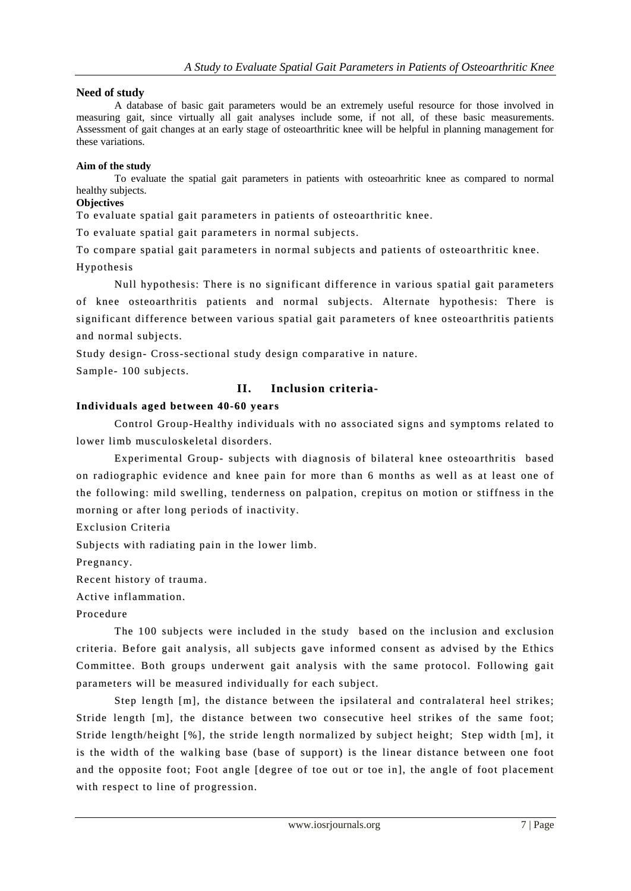## Need of study

A database of basic gait parameters would be an extremely useful resource for those involved in measuring gait, since virtually all gait analyses include some, if not all, of these basic measurements. Assessment of gait changes at an early stage of osteoarthritic knee will be helpful in planning management for these variations.

### Aim of the study

To evaluate the spatial gait parameters in patients with osteoarhritic knee as compared to normal healthy subjects.

### Objectives

To evaluate spatial gait parameters in patients of osteoarthritic knee.

To evaluate spatial gait parameters in normal subjects.

To compare spatial gait parameters in normal subjects and patients of osteoarthritic knee.

Hypothesis

Null hypothesis: There is no significant difference in various spatial gait parameters of knee osteoarthritis patients and normal subjects. Alternate hypothesis: There is significant difference between various spatial gait parameters of knee osteoarthritis patients and normal subjects.

Study design- Cross-sectional study design comparative in nature.

Sample- 100 subjects.

## II. Inclusion criteria-

**Individuals aged between 40-60 years**

Control Group-Healthy individuals with no associated signs and symptoms related to lower limb musculoskeletal disorders.

Experimental Group- subjects with diagnosis of bilateral knee osteoarthritis based on radiographic evidence and knee pain for more than 6 months as well as at least one of the following: mild swelling, tenderness on palpation, crepitus on motion or stiffness in the morning or after long periods of inactivity.

Exclusion Criteria

Subjects with radiating pain in the lower limb.

Pregnancy.

Recent history of trauma.

Active inflammation.

Procedure

The 100 subjects were included in the study based on the inclusion and exclusion criteria. Before gait analysis, all subjects gave informed consent as advised by the Ethics Committee. Both groups underwent gait analysis with the same protocol. Following gait parameters will be measured individually for each subject.

Step length [m], the distance between the ipsilateral and contralateral heel strikes; Stride length [m], the distance between two consecutive heel strikes of the same foot; Stride length/height [%], the stride length normalized by subject height; Step width [m], it is the width of the walking base (base of support) is the linear distance between one foot and the opposite foot; Foot angle [degree of toe out or toe in], the angle of foot placement with respect to line of progression.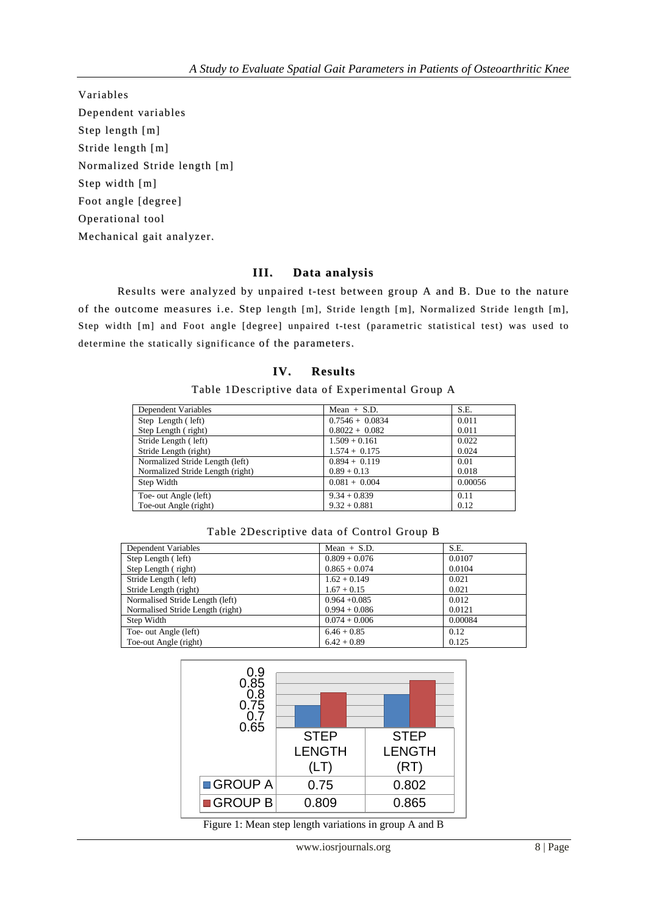Variables

Dependent variables

Step length [m]

Stride length [m]

Normalized Stride length [m]

Step width [m]

Foot angle [degree]

Operational tool

Mechanical gait analyzer.

## III. Data analysis

Results were analyzed by unpaired t-test between group A and B. Due to the nature of the outcome measures i.e. Step length [m], Stride length [m], Normalized Stride length [m], Step width [m] and Foot angle [degree] unpaired t-test (parametric statistical test) was used to determine the statically significance of the parameters.

## IV. Results

Table 1Descriptive data of Experimental Group A

| Dependent Variables | Mean + S.D. | S.E. |
|---|---|---|
| Step Length ( left) | 0.7546 + 0.0834 | 0.011 |
| Step Length ( right) | 0.8022 + 0.082 | 0.011 |
| Stride Length ( left) | 1.509 + 0.161 | 0.022 |
| Stride Length (right) | 1.574 + 0.175 | 0.024 |
| Normalized Stride Length (left) | 0.894 + 0.119 | 0.01 |
| Normalized Stride Length (right) | 0.89 + 0.13 | 0.018 |
| Step Width | 0.081 + 0.004 | 0.00056 |
| Toe- out Angle (left) | 9.34 + 0.839 | 0.11 |
| Toe-out Angle (right) | 9.32 + 0.881 | 0.12 |

Table 2Descriptive data of Control Group B

| Dependent Variables | Mean + S.D. | S.E. |
|---|---|---|
| Step Length ( left) | 0.809 + 0.076 | 0.0107 |
| Step Length ( right) | 0.865 + 0.074 | 0.0104 |
| Stride Length ( left) | 1.62 + 0.149 | 0.021 |
| Stride Length (right) | 1.67 + 0.15 | 0.021 |
| Normalised Stride Length (left) | 0.964 +0.085 | 0.012 |
| Normalised Stride Length (right) | 0.994 + 0.086 | 0.0121 |
| Step Width | 0.074 + 0.006 | 0.00084 |
| Toe- out Angle (left) | 6.46 + 0.85 | 0.12 |
| Toe-out Angle (right) | 6.42 + 0.89 | 0.125 |

| | STEP LENGTH (LT) | STEP LENGTH (RT) |
|---|---|---|
| GROUP A | 0.75 | 0.802 |
| GROUP B | 0.809 | 0.865 |

Figure 1: Mean step length variations in group A and B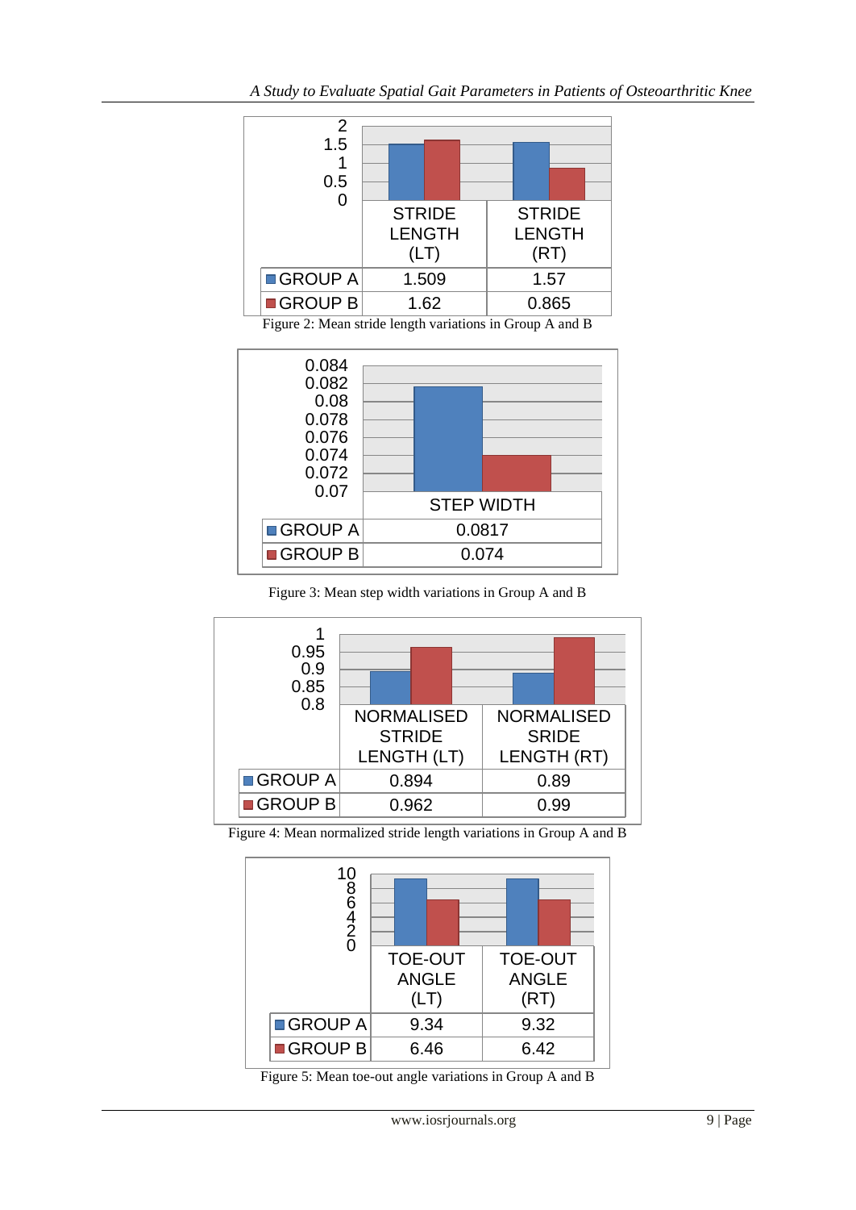| | STRIDE LENGTH (LT) | STRIDE LENGTH (RT) |
|---|---|---|
| GROUP A | 1.509 | 1.57 |
| GROUP B | 1.62 | 0.865 |

Figure 2: Mean stride length variations in Group A and B

| | STEP WIDTH |
|---|---|
| GROUP A | 0.0817 |
| GROUP B | 0.074 |

Figure 3: Mean step width variations in Group A and B

| | NORMALISED STRIDE LENGTH (LT) | NORMALISED SRIDE LENGTH (RT) |
|---|---|---|
| GROUP A | 0.894 | 0.89 |
| GROUP B | 0.962 | 0.99 |

Figure 4: Mean normalized stride length variations in Group A and B

| | TOE-OUT ANGLE (LT) | TOE-OUT ANGLE (RT) |
|---|---|---|
| GROUP A | 9.34 | 9.32 |
| GROUP B | 6.46 | 6.42 |

Figure 5: Mean toe-out angle variations in Group A and B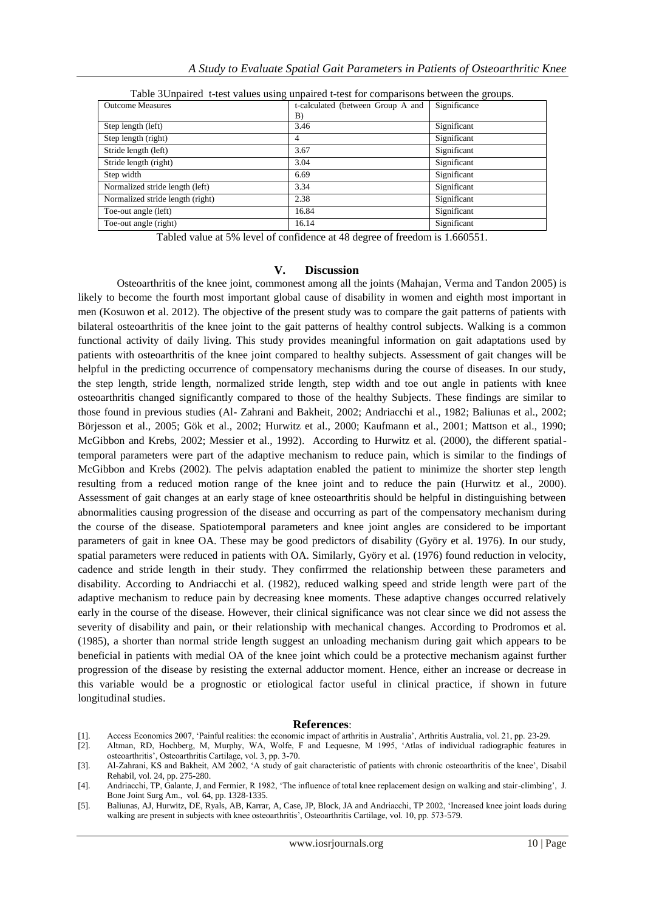Table 3Unpaired t-test values using unpaired t-test for comparisons between the groups.

| Outcome Measures | t-calculated (between Group A and B) | Significance |
|---|---|---|
| Step length (left) | 3.46 | Significant |
| Step length (right) | 4 | Significant |
| Stride length (left) | 3.67 | Significant |
| Stride length (right) | 3.04 | Significant |
| Step width | 6.69 | Significant |
| Normalized stride length (left) | 3.34 | Significant |
| Normalized stride length (right) | 2.38 | Significant |
| Toe-out angle (left) | 16.84 | Significant |
| Toe-out angle (right) | 16.14 | Significant |

Tabled value at 5% level of confidence at 48 degree of freedom is 1.660551.

## V. Discussion

Osteoarthritis of the knee joint, commonest among all the joints (Mahajan, Verma and Tandon 2005) is likely to become the fourth most important global cause of disability in women and eighth most important in men (Kosuwon et al. 2012). The objective of the present study was to compare the gait patterns of patients with bilateral osteoarthritis of the knee joint to the gait patterns of healthy control subjects. Walking is a common functional activity of daily living. This study provides meaningful information on gait adaptations used by patients with osteoarthritis of the knee joint compared to healthy subjects. Assessment of gait changes will be helpful in the predicting occurrence of compensatory mechanisms during the course of diseases. In our study, the step length, stride length, normalized stride length, step width and toe out angle in patients with knee osteoarthritis changed significantly compared to those of the healthy Subjects. These findings are similar to those found in previous studies (Al- Zahrani and Bakheit, 2002; Andriacchi et al., 1982; Baliunas et al., 2002; Börjesson et al., 2005; Gök et al., 2002; Hurwitz et al., 2000; Kaufmann et al., 2001; Mattson et al., 1990; McGibbon and Krebs, 2002; Messier et al., 1992). According to Hurwitz et al. (2000), the different spatial-temporal parameters were part of the adaptive mechanism to reduce pain, which is similar to the findings of McGibbon and Krebs (2002). The pelvis adaptation enabled the patient to minimize the shorter step length resulting from a reduced motion range of the knee joint and to reduce the pain (Hurwitz et al., 2000). Assessment of gait changes at an early stage of knee osteoarthritis should be helpful in distinguishing between abnormalities causing progression of the disease and occurring as part of the compensatory mechanism during the course of the disease. Spatiotemporal parameters and knee joint angles are considered to be important parameters of gait in knee OA. These may be good predictors of disability (Györy et al. 1976). In our study, spatial parameters were reduced in patients with OA. Similarly, Györy et al. (1976) found reduction in velocity, cadence and stride length in their study. They confirrmed the relationship between these parameters and disability. According to Andriacchi et al. (1982), reduced walking speed and stride length were part of the adaptive mechanism to reduce pain by decreasing knee moments. These adaptive changes occurred relatively early in the course of the disease. However, their clinical significance was not clear since we did not assess the severity of disability and pain, or their relationship with mechanical changes. According to Prodromos et al. (1985), a shorter than normal stride length suggest an unloading mechanism during gait which appears to be beneficial in patients with medial OA of the knee joint which could be a protective mechanism against further progression of the disease by resisting the external adductor moment. Hence, either an increase or decrease in this variable would be a prognostic or etiological factor useful in clinical practice, if shown in future longitudinal studies.

## References:

[1]. Access Economics 2007, 'Painful realities: the economic impact of arthritis in Australia', Arthritis Australia, vol. 21, pp. 23-29.

[2]. Altman, RD, Hochberg, M, Murphy, WA, Wolfe, F and Lequesne, M 1995, 'Atlas of individual radiographic features in osteoarthritis', Osteoarthritis Cartilage, vol. 3, pp. 3-70.

[3]. Al-Zahrani, KS and Bakheit, AM 2002, 'A study of gait characteristic of patients with chronic osteoarthritis of the knee', Disabil Rehabil, vol. 24, pp. 275-280.

[4]. Andriacchi, TP, Galante, J, and Fermier, R 1982, 'The influence of total knee replacement design on walking and stair-climbing', J. Bone Joint Surg Am., vol. 64, pp. 1328-1335.

[5]. Baliunas, AJ, Hurwitz, DE, Ryals, AB, Karrar, A, Case, JP, Block, JA and Andriacchi, TP 2002, 'Increased knee joint loads during walking are present in subjects with knee osteoarthritis', Osteoarthritis Cartilage, vol. 10, pp. 573-579.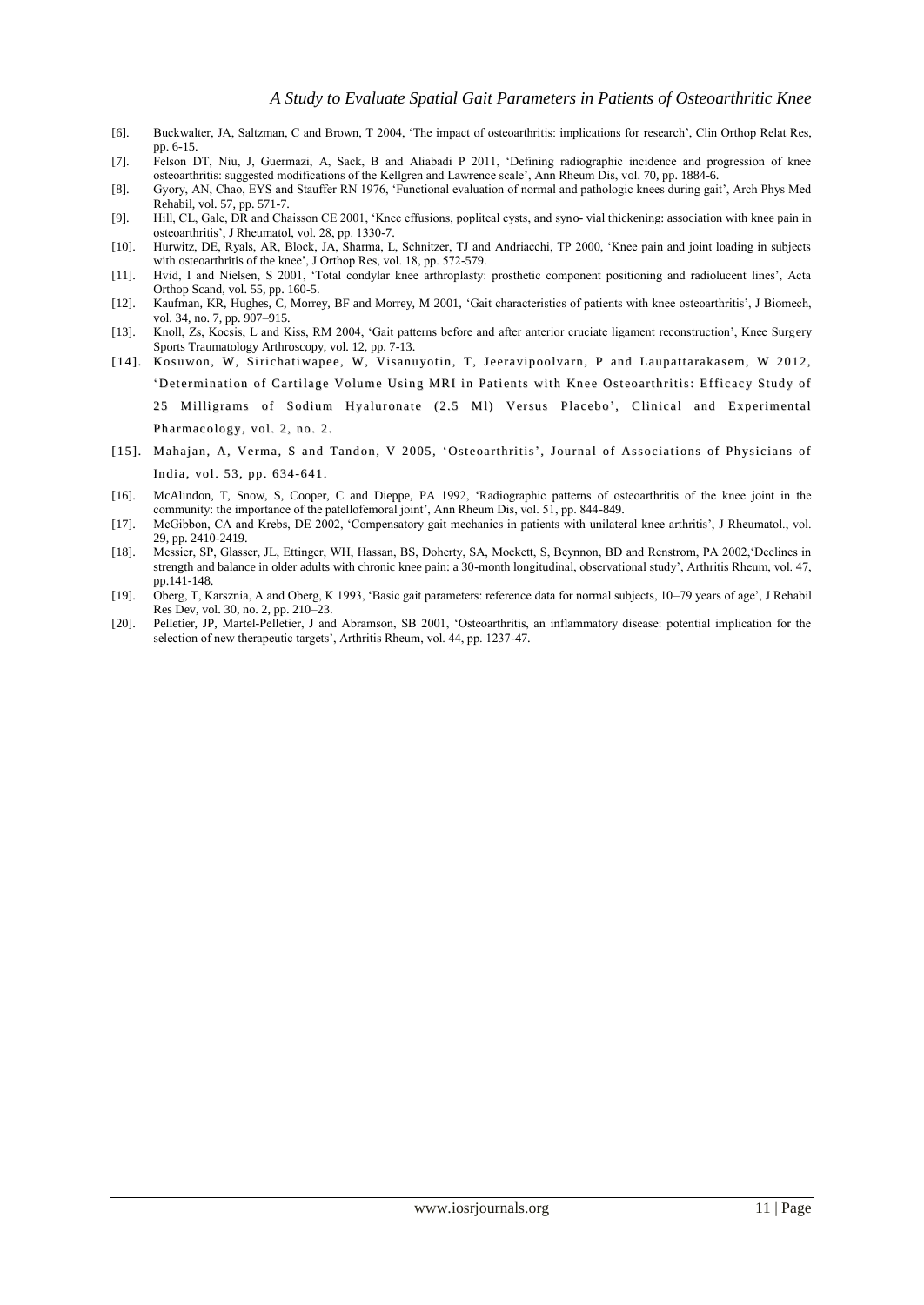[6]. Buckwalter, JA, Saltzman, C and Brown, T 2004, 'The impact of osteoarthritis: implications for research', Clin Orthop Relat Res, pp. 6-15.

[7]. Felson DT, Niu, J, Guermazi, A, Sack, B and Aliabadi P 2011, 'Defining radiographic incidence and progression of knee osteoarthritis: suggested modifications of the Kellgren and Lawrence scale', Ann Rheum Dis, vol. 70, pp. 1884-6.

[8]. Gyory, AN, Chao, EYS and Stauffer RN 1976, 'Functional evaluation of normal and pathologic knees during gait', Arch Phys Med Rehabil, vol. 57, pp. 571-7.

[9]. Hill, CL, Gale, DR and Chaisson CE 2001, 'Knee effusions, popliteal cysts, and syno- vial thickening: association with knee pain in osteoarthritis', J Rheumatol, vol. 28, pp. 1330-7.

[10]. Hurwitz, DE, Ryals, AR, Block, JA, Sharma, L, Schnitzer, TJ and Andriacchi, TP 2000, 'Knee pain and joint loading in subjects with osteoarthritis of the knee', J Orthop Res, vol. 18, pp. 572-579.

[11]. Hvid, I and Nielsen, S 2001, 'Total condylar knee arthroplasty: prosthetic component positioning and radiolucent lines', Acta Orthop Scand, vol. 55, pp. 160-5.

[12]. Kaufman, KR, Hughes, C, Morrey, BF and Morrey, M 2001, 'Gait characteristics of patients with knee osteoarthritis', J Biomech, vol. 34, no. 7, pp. 907–915.

[13]. Knoll, Zs, Kocsis, L and Kiss, RM 2004, 'Gait patterns before and after anterior cruciate ligament reconstruction', Knee Surgery Sports Traumatology Arthroscopy, vol. 12, pp. 7-13.

[14]. Kosuwon, W, Sirichatiwapee, W, Visanuyotin, T, Jeeravipoolvarn, P and Laupattarakasem, W 2012, 'Determination of Cartilage Volume Using MRI in Patients with Knee Osteoarthritis: Efficacy Study of 25 Milligrams of Sodium Hyaluronate (2.5 Ml) Versus Placebo', Clinical and Experimental Pharmacology, vol. 2, no. 2.

[15]. Mahajan, A, Verma, S and Tandon, V 2005, 'Osteoarthritis', Journal of Associations of Physicians of India, vol. 53, pp. 634-641.

[16]. McAlindon, T, Snow, S, Cooper, C and Dieppe, PA 1992, 'Radiographic patterns of osteoarthritis of the knee joint in the community: the importance of the patellofemoral joint', Ann Rheum Dis, vol. 51, pp. 844-849.

[17]. McGibbon, CA and Krebs, DE 2002, 'Compensatory gait mechanics in patients with unilateral knee arthritis', J Rheumatol., vol. 29, pp. 2410-2419.

[18]. Messier, SP, Glasser, JL, Ettinger, WH, Hassan, BS, Doherty, SA, Mockett, S, Beynnon, BD and Renstrom, PA 2002,'Declines in strength and balance in older adults with chronic knee pain: a 30-month longitudinal, observational study', Arthritis Rheum, vol. 47, pp.141-148.

[19]. Oberg, T, Karsznia, A and Oberg, K 1993, 'Basic gait parameters: reference data for normal subjects, 10–79 years of age', J Rehabil Res Dev, vol. 30, no. 2, pp. 210–23.

[20]. Pelletier, JP, Martel-Pelletier, J and Abramson, SB 2001, 'Osteoarthritis, an inflammatory disease: potential implication for the selection of new therapeutic targets', Arthritis Rheum, vol. 44, pp. 1237-47.